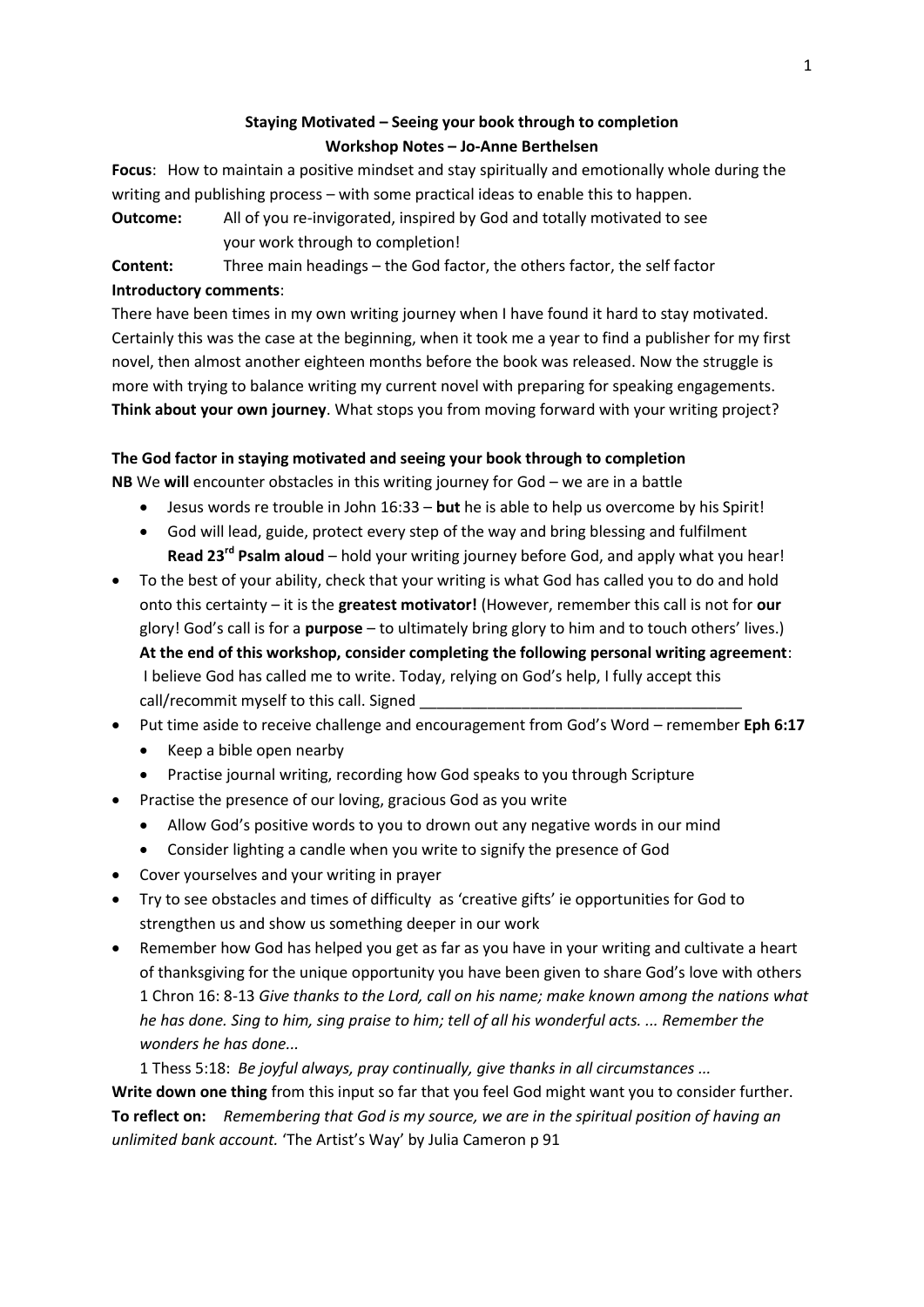**Staying Motivated – Seeing your book through to completion**
**Workshop Notes – Jo-Anne Berthelsen**

**Focus**: How to maintain a positive mindset and stay spiritually and emotionally whole during the writing and publishing process – with some practical ideas to enable this to happen.

**Outcome:** All of you re-invigorated, inspired by God and totally motivated to see your work through to completion!

**Content:** Three main headings – the God factor, the others factor, the self factor

**Introductory comments**:

There have been times in my own writing journey when I have found it hard to stay motivated. Certainly this was the case at the beginning, when it took me a year to find a publisher for my first novel, then almost another eighteen months before the book was released. Now the struggle is more with trying to balance writing my current novel with preparing for speaking engagements. **Think about your own journey**. What stops you from moving forward with your writing project?

**The God factor in staying motivated and seeing your book through to completion**

**NB** We **will** encounter obstacles in this writing journey for God – we are in a battle

- Jesus words re trouble in John 16:33 – **but** he is able to help us overcome by his Spirit!
- God will lead, guide, protect every step of the way and bring blessing and fulfilment
  **Read 23rd Psalm aloud** – hold your writing journey before God, and apply what you hear!

- To the best of your ability, check that your writing is what God has called you to do and hold onto this certainty – it is the **greatest motivator!** (However, remember this call is not for **our** glory! God's call is for a **purpose** – to ultimately bring glory to him and to touch others' lives.)
  **At the end of this workshop, consider completing the following personal writing agreement**:
  I believe God has called me to write. Today, relying on God's help, I fully accept this call/recommit myself to this call. Signed ______________________________________
- Put time aside to receive challenge and encouragement from God's Word – remember **Eph 6:17**
  - Keep a bible open nearby
  - Practise journal writing, recording how God speaks to you through Scripture
- Practise the presence of our loving, gracious God as you write
  - Allow God's positive words to you to drown out any negative words in our mind
  - Consider lighting a candle when you write to signify the presence of God
- Cover yourselves and your writing in prayer
- Try to see obstacles and times of difficulty as 'creative gifts' ie opportunities for God to strengthen us and show us something deeper in our work
- Remember how God has helped you get as far as you have in your writing and cultivate a heart of thanksgiving for the unique opportunity you have been given to share God's love with others
  1 Chron 16: 8-13 *Give thanks to the Lord, call on his name; make known among the nations what he has done. Sing to him, sing praise to him; tell of all his wonderful acts. ... Remember the wonders he has done...*

  1 Thess 5:18: *Be joyful always, pray continually, give thanks in all circumstances ...*

**Write down one thing** from this input so far that you feel God might want you to consider further.

**To reflect on:** *Remembering that God is my source, we are in the spiritual position of having an unlimited bank account.* 'The Artist's Way' by Julia Cameron p 91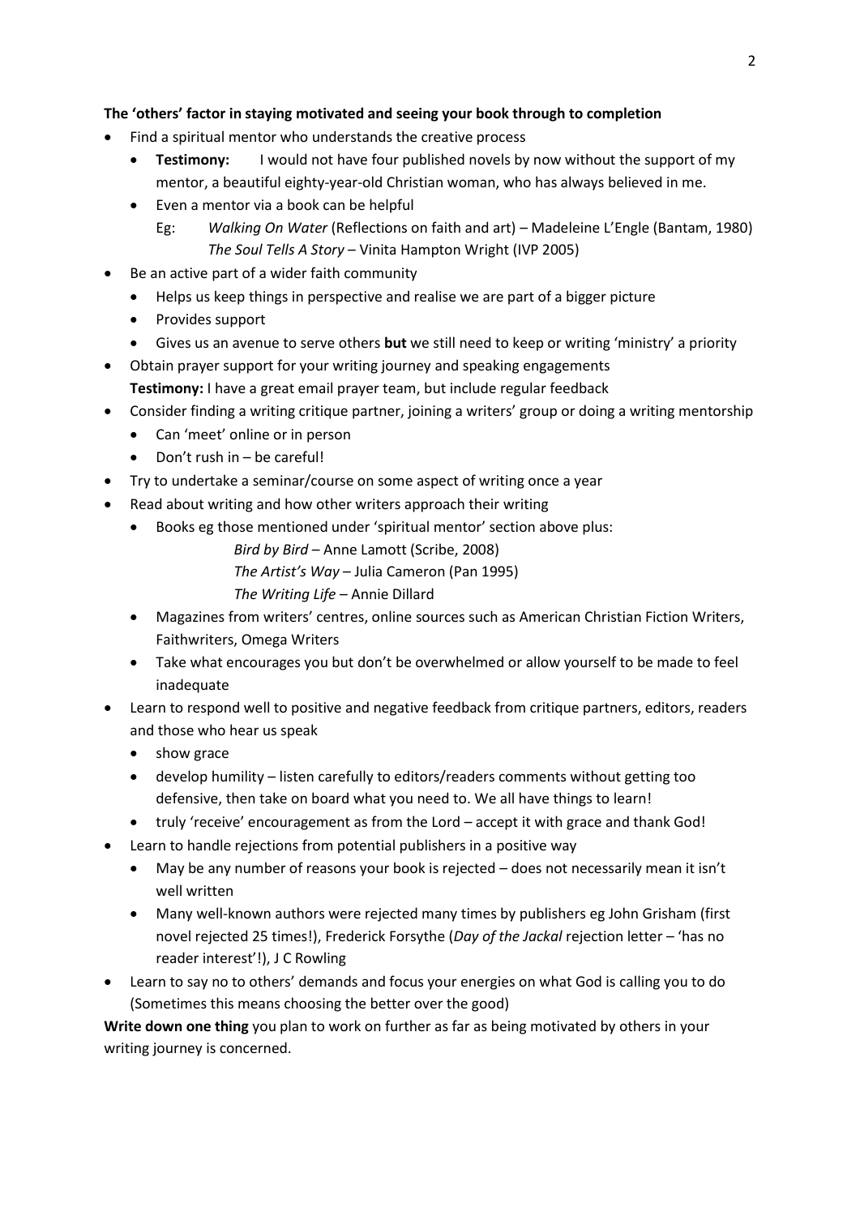**The 'others' factor in staying motivated and seeing your book through to completion**

- Find a spiritual mentor who understands the creative process
  - **Testimony:** I would not have four published novels by now without the support of my mentor, a beautiful eighty-year-old Christian woman, who has always believed in me.
  - Even a mentor via a book can be helpful

    Eg: *Walking On Water* (Reflections on faith and art) – Madeleine L'Engle (Bantam, 1980)
    *The Soul Tells A Story* – Vinita Hampton Wright (IVP 2005)
- Be an active part of a wider faith community
  - Helps us keep things in perspective and realise we are part of a bigger picture
  - Provides support
  - Gives us an avenue to serve others **but** we still need to keep or writing 'ministry' a priority
- Obtain prayer support for your writing journey and speaking engagements

  **Testimony:** I have a great email prayer team, but include regular feedback
- Consider finding a writing critique partner, joining a writers' group or doing a writing mentorship
  - Can 'meet' online or in person
  - Don't rush in – be careful!
- Try to undertake a seminar/course on some aspect of writing once a year
- Read about writing and how other writers approach their writing
  - Books eg those mentioned under 'spiritual mentor' section above plus:

    *Bird by Bird* – Anne Lamott (Scribe, 2008)
    *The Artist's Way* – Julia Cameron (Pan 1995)
    *The Writing Life* – Annie Dillard
  - Magazines from writers' centres, online sources such as American Christian Fiction Writers, Faithwriters, Omega Writers
  - Take what encourages you but don't be overwhelmed or allow yourself to be made to feel inadequate
- Learn to respond well to positive and negative feedback from critique partners, editors, readers and those who hear us speak
  - show grace
  - develop humility – listen carefully to editors/readers comments without getting too defensive, then take on board what you need to. We all have things to learn!
  - truly 'receive' encouragement as from the Lord – accept it with grace and thank God!
- Learn to handle rejections from potential publishers in a positive way
  - May be any number of reasons your book is rejected – does not necessarily mean it isn't well written
  - Many well-known authors were rejected many times by publishers eg John Grisham (first novel rejected 25 times!), Frederick Forsythe (*Day of the Jackal* rejection letter – 'has no reader interest'!), J C Rowling
- Learn to say no to others' demands and focus your energies on what God is calling you to do (Sometimes this means choosing the better over the good)

**Write down one thing** you plan to work on further as far as being motivated by others in your writing journey is concerned.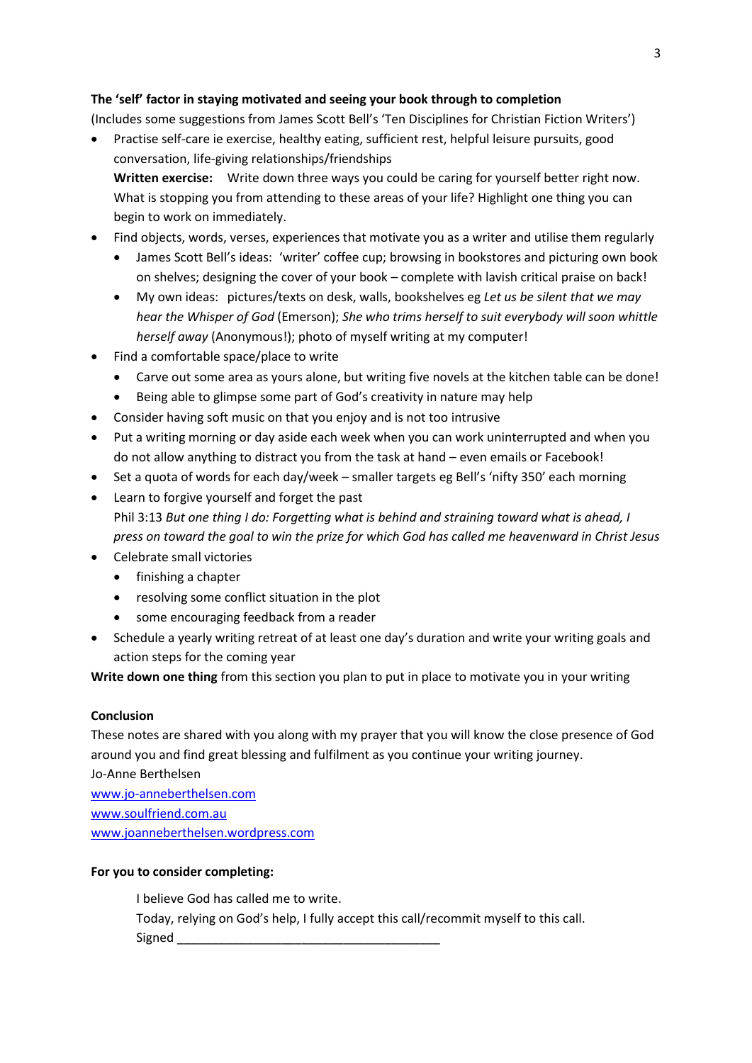**The 'self' factor in staying motivated and seeing your book through to completion**

(Includes some suggestions from James Scott Bell's 'Ten Disciplines for Christian Fiction Writers')

- Practise self-care ie exercise, healthy eating, sufficient rest, helpful leisure pursuits, good conversation, life-giving relationships/friendships

  **Written exercise:** Write down three ways you could be caring for yourself better right now. What is stopping you from attending to these areas of your life? Highlight one thing you can begin to work on immediately.
- Find objects, words, verses, experiences that motivate you as a writer and utilise them regularly
  - James Scott Bell's ideas: 'writer' coffee cup; browsing in bookstores and picturing own book on shelves; designing the cover of your book – complete with lavish critical praise on back!
  - My own ideas: pictures/texts on desk, walls, bookshelves eg *Let us be silent that we may hear the Whisper of God* (Emerson); *She who trims herself to suit everybody will soon whittle herself away* (Anonymous!); photo of myself writing at my computer!
- Find a comfortable space/place to write
  - Carve out some area as yours alone, but writing five novels at the kitchen table can be done!
  - Being able to glimpse some part of God's creativity in nature may help
- Consider having soft music on that you enjoy and is not too intrusive
- Put a writing morning or day aside each week when you can work uninterrupted and when you do not allow anything to distract you from the task at hand – even emails or Facebook!
- Set a quota of words for each day/week – smaller targets eg Bell's 'nifty 350' each morning
- Learn to forgive yourself and forget the past

  Phil 3:13 *But one thing I do: Forgetting what is behind and straining toward what is ahead, I press on toward the goal to win the prize for which God has called me heavenward in Christ Jesus*
- Celebrate small victories
  - finishing a chapter
  - resolving some conflict situation in the plot
  - some encouraging feedback from a reader
- Schedule a yearly writing retreat of at least one day's duration and write your writing goals and action steps for the coming year

**Write down one thing** from this section you plan to put in place to motivate you in your writing

**Conclusion**

These notes are shared with you along with my prayer that you will know the close presence of God around you and find great blessing and fulfilment as you continue your writing journey.

Jo-Anne Berthelsen

www.jo-anneberthelsen.com

www.soulfriend.com.au

www.joanneberthelsen.wordpress.com

**For you to consider completing:**

I believe God has called me to write.

Today, relying on God's help, I fully accept this call/recommit myself to this call.

Signed ______________________________________